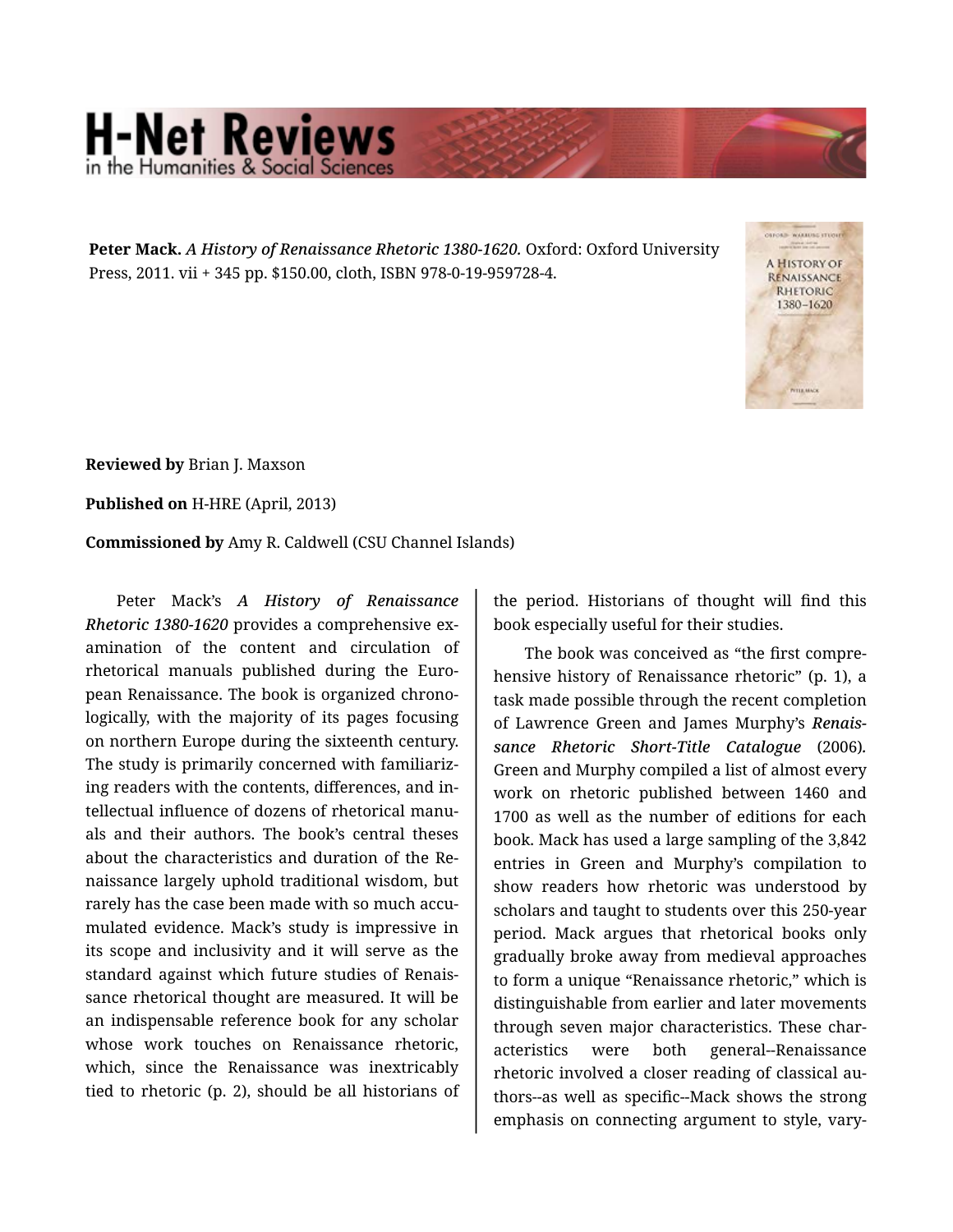**Peter Mack.** *A History of Renaissance Rhetoric 1380-1620.* Oxford: Oxford University Press, 2011. vii + 345 pp. $150.00, cloth, ISBN 978-0-19-959728-4.

**Reviewed by** Brian J. Maxson

**Published on** H-HRE (April, 2013)

**Commissioned by** Amy R. Caldwell (CSU Channel Islands)

Peter Mack's ***A History of Renaissance Rhetoric 1380-1620*** provides a comprehensive examination of the content and circulation of rhetorical manuals published during the European Renaissance. The book is organized chronologically, with the majority of its pages focusing on northern Europe during the sixteenth century. The study is primarily concerned with familiarizing readers with the contents, differences, and intellectual influence of dozens of rhetorical manuals and their authors. The book's central theses about the characteristics and duration of the Renaissance largely uphold traditional wisdom, but rarely has the case been made with so much accumulated evidence. Mack's study is impressive in its scope and inclusivity and it will serve as the standard against which future studies of Renaissance rhetorical thought are measured. It will be an indispensable reference book for any scholar whose work touches on Renaissance rhetoric, which, since the Renaissance was inextricably tied to rhetoric (p. 2), should be all historians of the period. Historians of thought will find this book especially useful for their studies.

The book was conceived as "the first comprehensive history of Renaissance rhetoric" (p. 1), a task made possible through the recent completion of Lawrence Green and James Murphy's ***Renaissance Rhetoric Short-Title Catalogue*** (2006). Green and Murphy compiled a list of almost every work on rhetoric published between 1460 and 1700 as well as the number of editions for each book. Mack has used a large sampling of the 3,842 entries in Green and Murphy's compilation to show readers how rhetoric was understood by scholars and taught to students over this 250-year period. Mack argues that rhetorical books only gradually broke away from medieval approaches to form a unique "Renaissance rhetoric," which is distinguishable from earlier and later movements through seven major characteristics. These characteristics were both general--Renaissance rhetoric involved a closer reading of classical authors--as well as specific--Mack shows the strong emphasis on connecting argument to style, vary-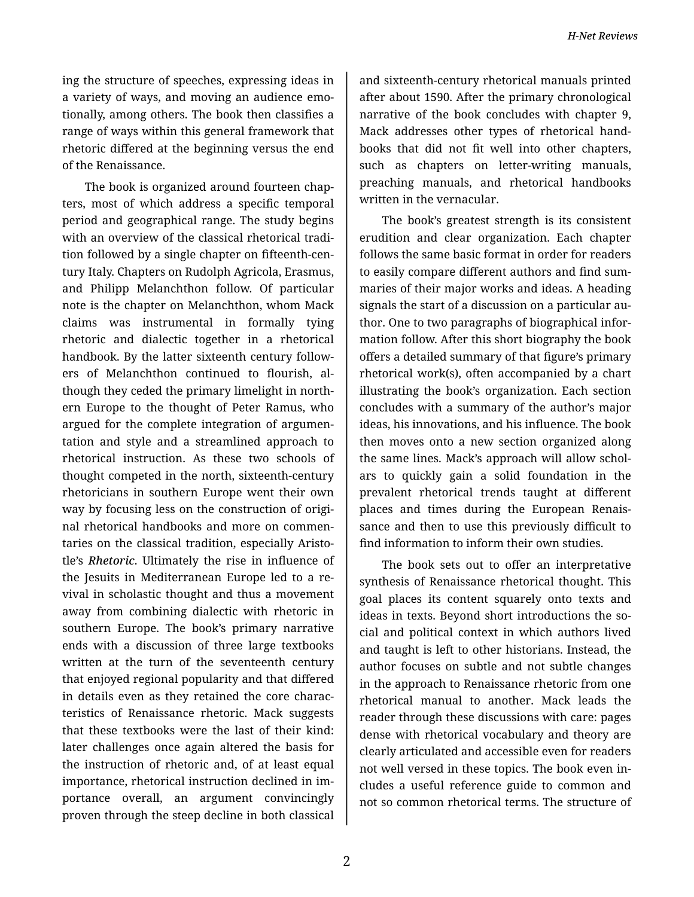ing the structure of speeches, expressing ideas in a variety of ways, and moving an audience emotionally, among others. The book then classifies a range of ways within this general framework that rhetoric differed at the beginning versus the end of the Renaissance.

The book is organized around fourteen chapters, most of which address a specific temporal period and geographical range. The study begins with an overview of the classical rhetorical tradition followed by a single chapter on fifteenth-century Italy. Chapters on Rudolph Agricola, Erasmus, and Philipp Melanchthon follow. Of particular note is the chapter on Melanchthon, whom Mack claims was instrumental in formally tying rhetoric and dialectic together in a rhetorical handbook. By the latter sixteenth century followers of Melanchthon continued to flourish, although they ceded the primary limelight in northern Europe to the thought of Peter Ramus, who argued for the complete integration of argumentation and style and a streamlined approach to rhetorical instruction. As these two schools of thought competed in the north, sixteenth-century rhetoricians in southern Europe went their own way by focusing less on the construction of original rhetorical handbooks and more on commentaries on the classical tradition, especially Aristotle's ***Rhetoric***. Ultimately the rise in influence of the Jesuits in Mediterranean Europe led to a revival in scholastic thought and thus a movement away from combining dialectic with rhetoric in southern Europe. The book's primary narrative ends with a discussion of three large textbooks written at the turn of the seventeenth century that enjoyed regional popularity and that differed in details even as they retained the core characteristics of Renaissance rhetoric. Mack suggests that these textbooks were the last of their kind: later challenges once again altered the basis for the instruction of rhetoric and, of at least equal importance, rhetorical instruction declined in importance overall, an argument convincingly proven through the steep decline in both classical and sixteenth-century rhetorical manuals printed after about 1590. After the primary chronological narrative of the book concludes with chapter 9, Mack addresses other types of rhetorical handbooks that did not fit well into other chapters, such as chapters on letter-writing manuals, preaching manuals, and rhetorical handbooks written in the vernacular.

The book's greatest strength is its consistent erudition and clear organization. Each chapter follows the same basic format in order for readers to easily compare different authors and find summaries of their major works and ideas. A heading signals the start of a discussion on a particular author. One to two paragraphs of biographical information follow. After this short biography the book offers a detailed summary of that figure's primary rhetorical work(s), often accompanied by a chart illustrating the book's organization. Each section concludes with a summary of the author's major ideas, his innovations, and his influence. The book then moves onto a new section organized along the same lines. Mack's approach will allow scholars to quickly gain a solid foundation in the prevalent rhetorical trends taught at different places and times during the European Renaissance and then to use this previously difficult to find information to inform their own studies.

The book sets out to offer an interpretative synthesis of Renaissance rhetorical thought. This goal places its content squarely onto texts and ideas in texts. Beyond short introductions the social and political context in which authors lived and taught is left to other historians. Instead, the author focuses on subtle and not subtle changes in the approach to Renaissance rhetoric from one rhetorical manual to another. Mack leads the reader through these discussions with care: pages dense with rhetorical vocabulary and theory are clearly articulated and accessible even for readers not well versed in these topics. The book even includes a useful reference guide to common and not so common rhetorical terms. The structure of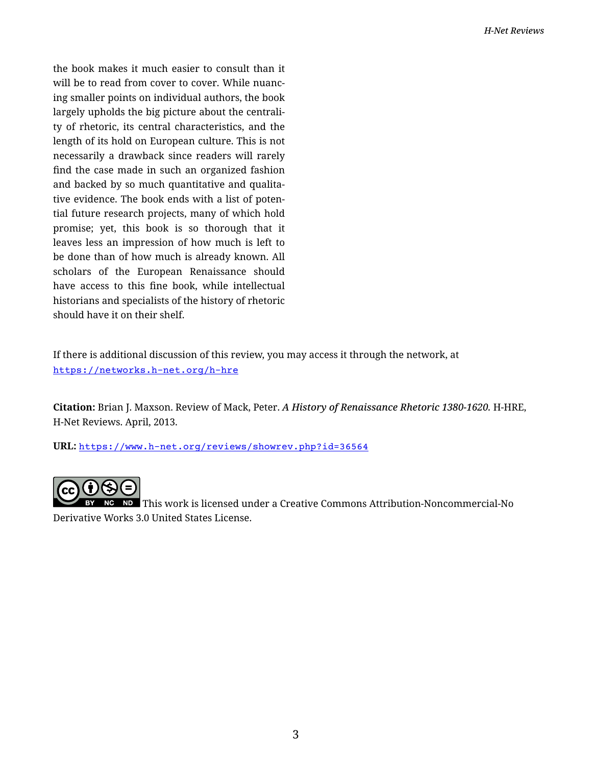the book makes it much easier to consult than it will be to read from cover to cover. While nuancing smaller points on individual authors, the book largely upholds the big picture about the centrality of rhetoric, its central characteristics, and the length of its hold on European culture. This is not necessarily a drawback since readers will rarely find the case made in such an organized fashion and backed by so much quantitative and qualitative evidence. The book ends with a list of potential future research projects, many of which hold promise; yet, this book is so thorough that it leaves less an impression of how much is left to be done than of how much is already known. All scholars of the European Renaissance should have access to this fine book, while intellectual historians and specialists of the history of rhetoric should have it on their shelf.

If there is additional discussion of this review, you may access it through the network, at https://networks.h-net.org/h-hre

**Citation:** Brian J. Maxson. Review of Mack, Peter. *A History of Renaissance Rhetoric 1380-1620.* H-HRE, H-Net Reviews. April, 2013.

**URL:** https://www.h-net.org/reviews/showrev.php?id=36564

This work is licensed under a Creative Commons Attribution-Noncommercial-No Derivative Works 3.0 United States License.